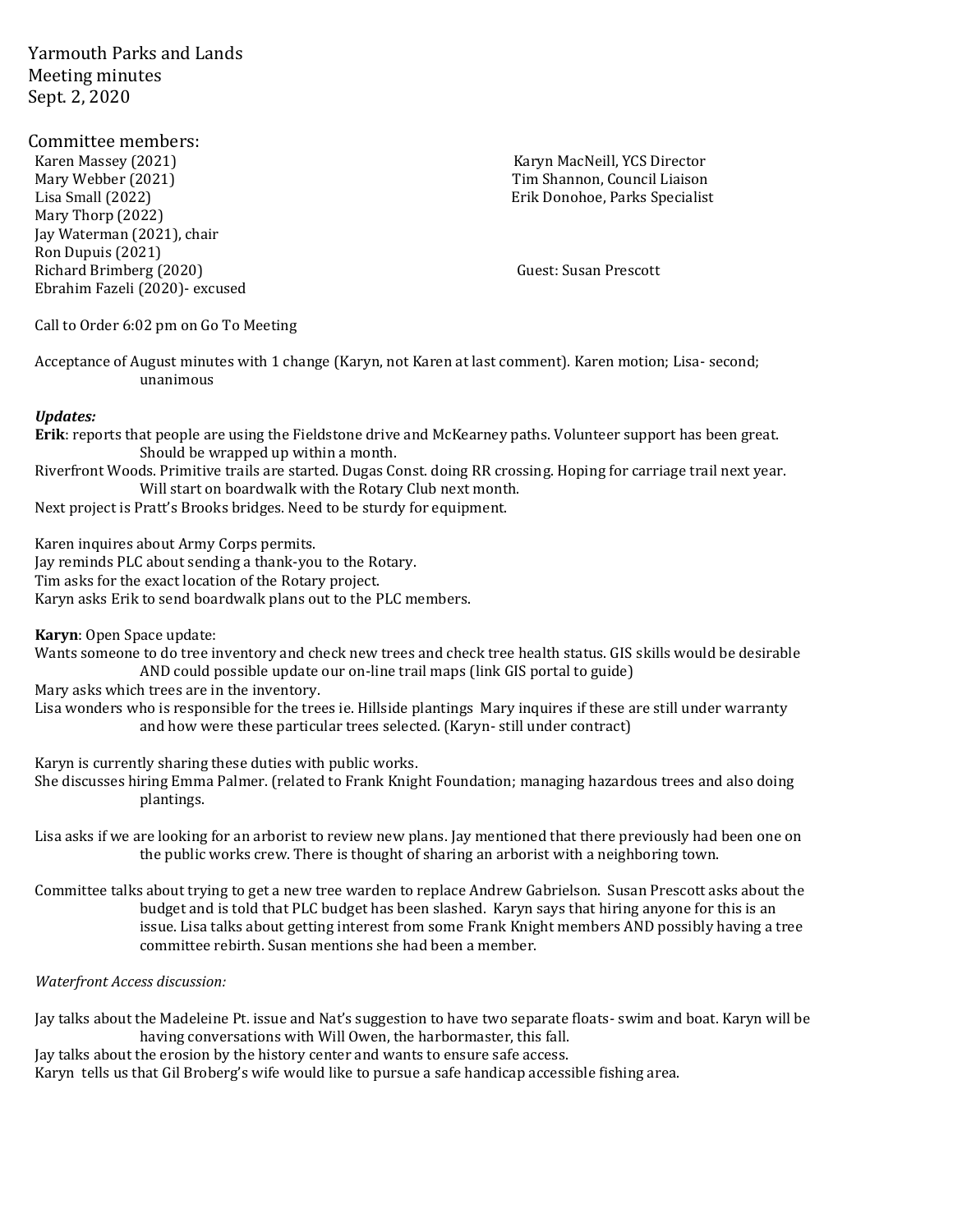Yarmouth Parks and Lands
Meeting minutes
Sept. 2, 2020

Committee members:

Karen Massey (2021)
Mary Webber (2021)
Lisa Small (2022)
Mary Thorp (2022)
Jay Waterman (2021), chair
Ron Dupuis (2021)
Richard Brimberg (2020)
Ebrahim Fazeli (2020)- excused

Karyn MacNeill, YCS Director
Tim Shannon, Council Liaison
Erik Donohoe, Parks Specialist

Guest: Susan Prescott

Call to Order 6:02 pm on Go To Meeting

Acceptance of August minutes with 1 change (Karyn, not Karen at last comment). Karen motion; Lisa- second; unanimous

***Updates:***

**Erik**: reports that people are using the Fieldstone drive and McKearney paths. Volunteer support has been great. Should be wrapped up within a month.

Riverfront Woods. Primitive trails are started. Dugas Const. doing RR crossing. Hoping for carriage trail next year. Will start on boardwalk with the Rotary Club next month.

Next project is Pratt's Brooks bridges. Need to be sturdy for equipment.

Karen inquires about Army Corps permits.

Jay reminds PLC about sending a thank-you to the Rotary.

Tim asks for the exact location of the Rotary project.

Karyn asks Erik to send boardwalk plans out to the PLC members.

**Karyn**: Open Space update:

Wants someone to do tree inventory and check new trees and check tree health status. GIS skills would be desirable AND could possible update our on-line trail maps (link GIS portal to guide)

Mary asks which trees are in the inventory.

Lisa wonders who is responsible for the trees ie. Hillside plantings Mary inquires if these are still under warranty and how were these particular trees selected. (Karyn- still under contract)

Karyn is currently sharing these duties with public works.

She discusses hiring Emma Palmer. (related to Frank Knight Foundation; managing hazardous trees and also doing plantings.

Lisa asks if we are looking for an arborist to review new plans. Jay mentioned that there previously had been one on the public works crew. There is thought of sharing an arborist with a neighboring town.

Committee talks about trying to get a new tree warden to replace Andrew Gabrielson. Susan Prescott asks about the budget and is told that PLC budget has been slashed. Karyn says that hiring anyone for this is an issue. Lisa talks about getting interest from some Frank Knight members AND possibly having a tree committee rebirth. Susan mentions she had been a member.

*Waterfront Access discussion:*

Jay talks about the Madeleine Pt. issue and Nat's suggestion to have two separate floats- swim and boat. Karyn will be having conversations with Will Owen, the harbormaster, this fall.

Jay talks about the erosion by the history center and wants to ensure safe access.

Karyn tells us that Gil Broberg's wife would like to pursue a safe handicap accessible fishing area.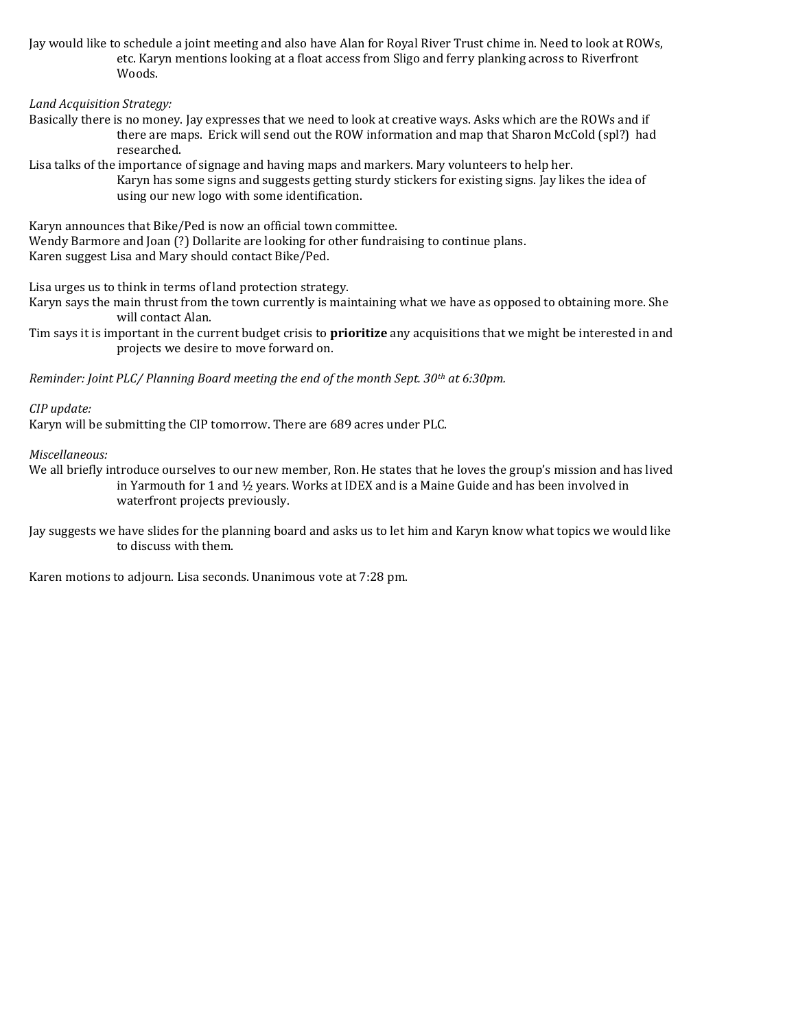Jay would like to schedule a joint meeting and also have Alan for Royal River Trust chime in. Need to look at ROWs, etc. Karyn mentions looking at a float access from Sligo and ferry planking across to Riverfront Woods.

*Land Acquisition Strategy:*

Basically there is no money. Jay expresses that we need to look at creative ways. Asks which are the ROWs and if there are maps. Erick will send out the ROW information and map that Sharon McCold (spl?) had researched.

Lisa talks of the importance of signage and having maps and markers. Mary volunteers to help her. Karyn has some signs and suggests getting sturdy stickers for existing signs. Jay likes the idea of using our new logo with some identification.

Karyn announces that Bike/Ped is now an official town committee.
Wendy Barmore and Joan (?) Dollarite are looking for other fundraising to continue plans.
Karen suggest Lisa and Mary should contact Bike/Ped.

Lisa urges us to think in terms of land protection strategy.
Karyn says the main thrust from the town currently is maintaining what we have as opposed to obtaining more. She will contact Alan.
Tim says it is important in the current budget crisis to **prioritize** any acquisitions that we might be interested in and projects we desire to move forward on.

*Reminder: Joint PLC/ Planning Board meeting the end of the month Sept. 30th at 6:30pm.*

*CIP update:*

Karyn will be submitting the CIP tomorrow. There are 689 acres under PLC.

*Miscellaneous:*

We all briefly introduce ourselves to our new member, Ron. He states that he loves the group's mission and has lived in Yarmouth for 1 and ½ years. Works at IDEX and is a Maine Guide and has been involved in waterfront projects previously.

Jay suggests we have slides for the planning board and asks us to let him and Karyn know what topics we would like to discuss with them.

Karen motions to adjourn. Lisa seconds. Unanimous vote at 7:28 pm.